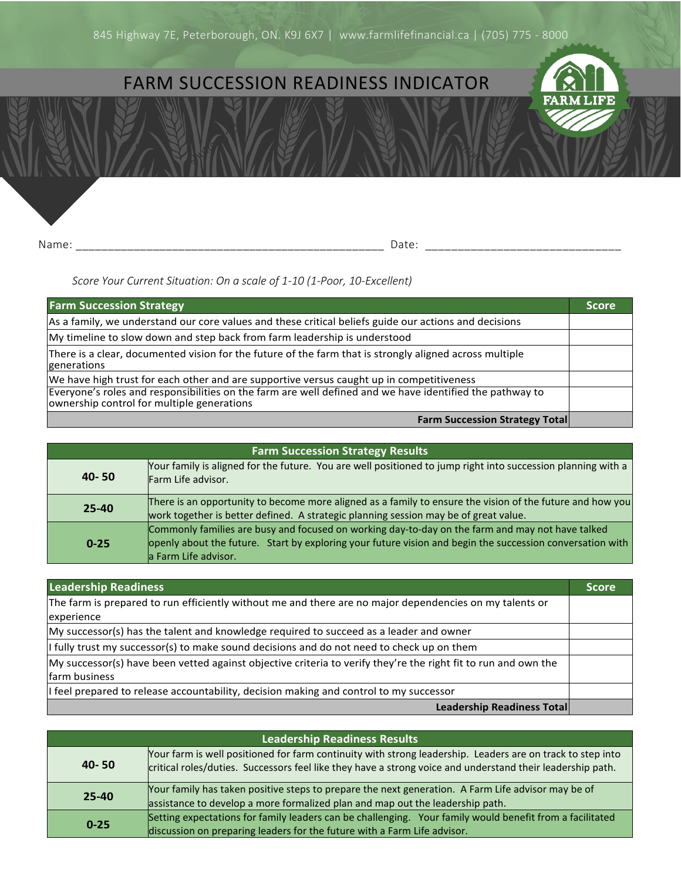845 Highway 7E, Peterborough, ON. K9J 6X7 | www.farmlifefinancial.ca | (705) 775 - 8000

# FARM SUCCESSION READINESS INDICATOR

Name: _______________________________________________ Date: ____________________________

*Score Your Current Situation: On a scale of 1-10 (1-Poor, 10-Excellent)*

| Farm Succession Strategy | Score |
|---|---|
| As a family, we understand our core values and these critical beliefs guide our actions and decisions | |
| My timeline to slow down and step back from farm leadership is understood | |
| There is a clear, documented vision for the future of the farm that is strongly aligned across multiple generations | |
| We have high trust for each other and are supportive versus caught up in competitiveness | |
| Everyone's roles and responsibilities on the farm are well defined and we have identified the pathway to ownership control for multiple generations | |
| **Farm Succession Strategy Total** | |

| Farm Succession Strategy Results | |
|---|---|
| **40- 50** | Your family is aligned for the future. You are well positioned to jump right into succession planning with a Farm Life advisor. |
| **25-40** | There is an opportunity to become more aligned as a family to ensure the vision of the future and how you work together is better defined. A strategic planning session may be of great value. |
| **0-25** | Commonly families are busy and focused on working day-to-day on the farm and may not have talked openly about the future. Start by exploring your future vision and begin the succession conversation with a Farm Life advisor. |

| Leadership Readiness | Score |
|---|---|
| The farm is prepared to run efficiently without me and there are no major dependencies on my talents or experience | |
| My successor(s) has the talent and knowledge required to succeed as a leader and owner | |
| I fully trust my successor(s) to make sound decisions and do not need to check up on them | |
| My successor(s) have been vetted against objective criteria to verify they're the right fit to run and own the farm business | |
| I feel prepared to release accountability, decision making and control to my successor | |
| **Leadership Readiness Total** | |

| Leadership Readiness Results | |
|---|---|
| **40- 50** | Your farm is well positioned for farm continuity with strong leadership. Leaders are on track to step into critical roles/duties. Successors feel like they have a strong voice and understand their leadership path. |
| **25-40** | Your family has taken positive steps to prepare the next generation. A Farm Life advisor may be of assistance to develop a more formalized plan and map out the leadership path. |
| **0-25** | Setting expectations for family leaders can be challenging. Your family would benefit from a facilitated discussion on preparing leaders for the future with a Farm Life advisor. |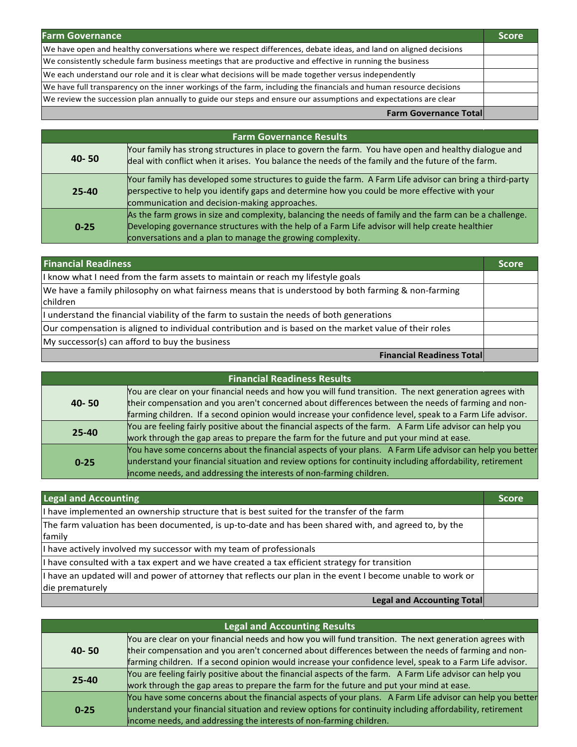| Farm Governance | Score |
| --- | --- |
| We have open and healthy conversations where we respect differences, debate ideas, and land on aligned decisions | |
| We consistently schedule farm business meetings that are productive and effective in running the business | |
| We each understand our role and it is clear what decisions will be made together versus independently | |
| We have full transparency on the inner workings of the farm, including the financials and human resource decisions | |
| We review the succession plan annually to guide our steps and ensure our assumptions and expectations are clear | |
| **Farm Governance Total** | |

| Farm Governance Results | |
| --- | --- |
| **40- 50** | Your family has strong structures in place to govern the farm. You have open and healthy dialogue and deal with conflict when it arises. You balance the needs of the family and the future of the farm. |
| **25-40** | Your family has developed some structures to guide the farm. A Farm Life advisor can bring a third-party perspective to help you identify gaps and determine how you could be more effective with your communication and decision-making approaches. |
| **0-25** | As the farm grows in size and complexity, balancing the needs of family and the farm can be a challenge. Developing governance structures with the help of a Farm Life advisor will help create healthier conversations and a plan to manage the growing complexity. |

| Financial Readiness | Score |
| --- | --- |
| I know what I need from the farm assets to maintain or reach my lifestyle goals | |
| We have a family philosophy on what fairness means that is understood by both farming & non-farming children | |
| I understand the financial viability of the farm to sustain the needs of both generations | |
| Our compensation is aligned to individual contribution and is based on the market value of their roles | |
| My successor(s) can afford to buy the business | |
| **Financial Readiness Total** | |

| Financial Readiness Results | |
| --- | --- |
| **40- 50** | You are clear on your financial needs and how you will fund transition. The next generation agrees with their compensation and you aren't concerned about differences between the needs of farming and non-farming children. If a second opinion would increase your confidence level, speak to a Farm Life advisor. |
| **25-40** | You are feeling fairly positive about the financial aspects of the farm. A Farm Life advisor can help you work through the gap areas to prepare the farm for the future and put your mind at ease. |
| **0-25** | You have some concerns about the financial aspects of your plans. A Farm Life advisor can help you better understand your financial situation and review options for continuity including affordability, retirement income needs, and addressing the interests of non-farming children. |

| Legal and Accounting | Score |
| --- | --- |
| I have implemented an ownership structure that is best suited for the transfer of the farm | |
| The farm valuation has been documented, is up-to-date and has been shared with, and agreed to, by the family | |
| I have actively involved my successor with my team of professionals | |
| I have consulted with a tax expert and we have created a tax efficient strategy for transition | |
| I have an updated will and power of attorney that reflects our plan in the event I become unable to work or die prematurely | |
| **Legal and Accounting Total** | |

| Legal and Accounting Results | |
| --- | --- |
| **40- 50** | You are clear on your financial needs and how you will fund transition. The next generation agrees with their compensation and you aren't concerned about differences between the needs of farming and non-farming children. If a second opinion would increase your confidence level, speak to a Farm Life advisor. |
| **25-40** | You are feeling fairly positive about the financial aspects of the farm. A Farm Life advisor can help you work through the gap areas to prepare the farm for the future and put your mind at ease. |
| **0-25** | You have some concerns about the financial aspects of your plans. A Farm Life advisor can help you better understand your financial situation and review options for continuity including affordability, retirement income needs, and addressing the interests of non-farming children. |